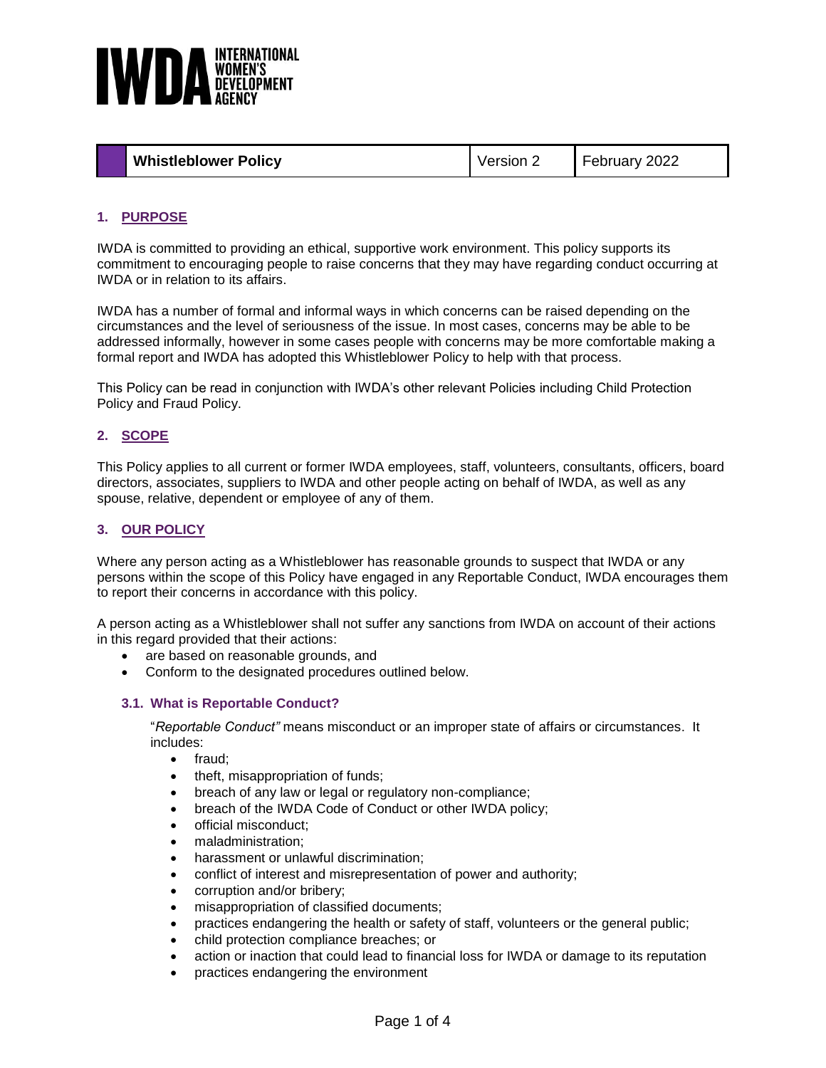**INTERNATIONAL WOMEN'S DEVELOPMENT AGENCY**

| Whistleblower Policy | Version 2 | February 2022 |
|---|---|---|

## 1. PURPOSE

IWDA is committed to providing an ethical, supportive work environment. This policy supports its commitment to encouraging people to raise concerns that they may have regarding conduct occurring at IWDA or in relation to its affairs.

IWDA has a number of formal and informal ways in which concerns can be raised depending on the circumstances and the level of seriousness of the issue. In most cases, concerns may be able to be addressed informally, however in some cases people with concerns may be more comfortable making a formal report and IWDA has adopted this Whistleblower Policy to help with that process.

This Policy can be read in conjunction with IWDA's other relevant Policies including Child Protection Policy and Fraud Policy.

## 2. SCOPE

This Policy applies to all current or former IWDA employees, staff, volunteers, consultants, officers, board directors, associates, suppliers to IWDA and other people acting on behalf of IWDA, as well as any spouse, relative, dependent or employee of any of them.

## 3. OUR POLICY

Where any person acting as a Whistleblower has reasonable grounds to suspect that IWDA or any persons within the scope of this Policy have engaged in any Reportable Conduct, IWDA encourages them to report their concerns in accordance with this policy.

A person acting as a Whistleblower shall not suffer any sanctions from IWDA on account of their actions in this regard provided that their actions:

- are based on reasonable grounds, and
- Conform to the designated procedures outlined below.

### 3.1. What is Reportable Conduct?

"*Reportable Conduct"* means misconduct or an improper state of affairs or circumstances. It includes:

- fraud;
- theft, misappropriation of funds;
- breach of any law or legal or regulatory non-compliance;
- breach of the IWDA Code of Conduct or other IWDA policy;
- official misconduct;
- maladministration;
- harassment or unlawful discrimination;
- conflict of interest and misrepresentation of power and authority;
- corruption and/or bribery;
- misappropriation of classified documents;
- practices endangering the health or safety of staff, volunteers or the general public;
- child protection compliance breaches; or
- action or inaction that could lead to financial loss for IWDA or damage to its reputation
- practices endangering the environment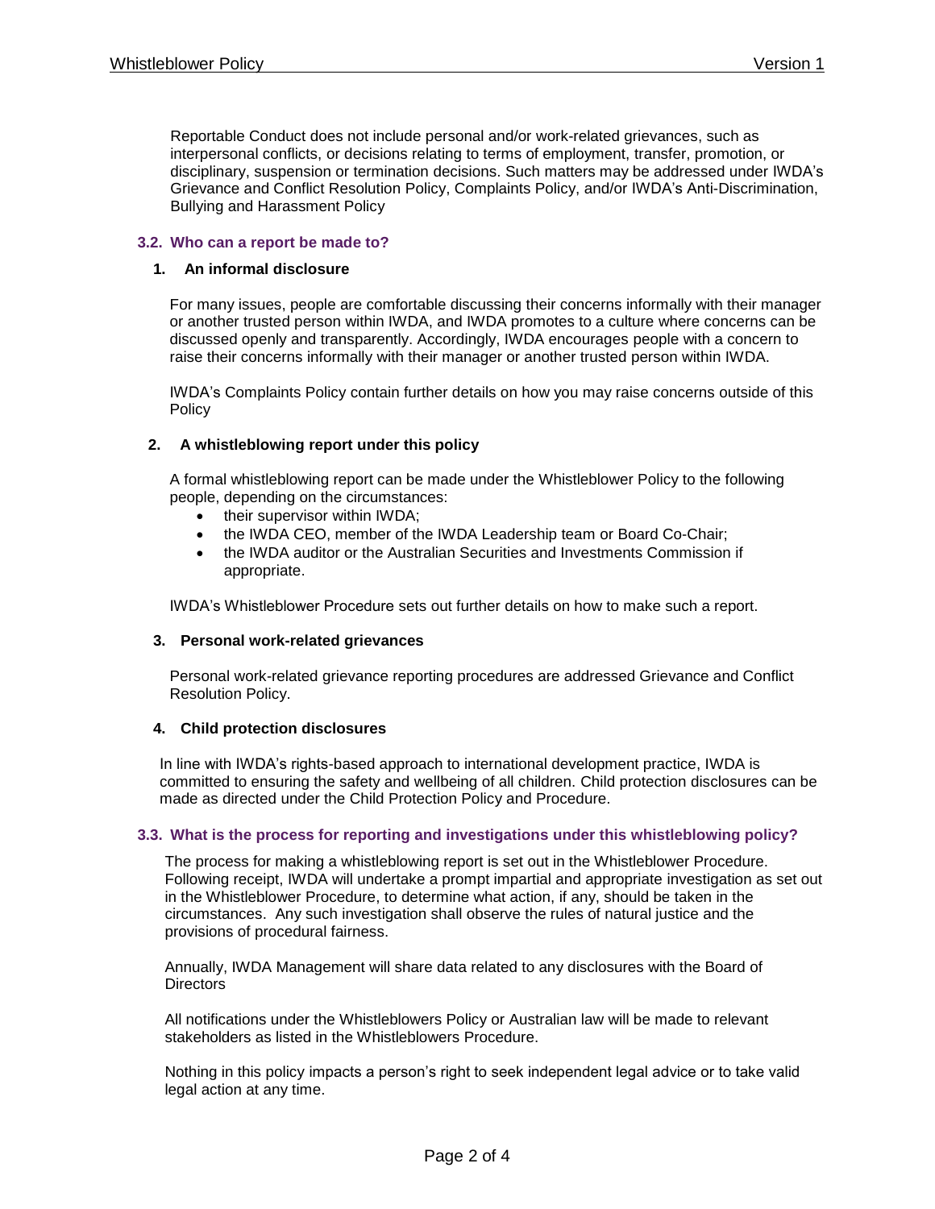Reportable Conduct does not include personal and/or work-related grievances, such as interpersonal conflicts, or decisions relating to terms of employment, transfer, promotion, or disciplinary, suspension or termination decisions. Such matters may be addressed under IWDA's Grievance and Conflict Resolution Policy, Complaints Policy, and/or IWDA's Anti-Discrimination, Bullying and Harassment Policy

### 3.2. Who can a report be made to?

#### 1. An informal disclosure

For many issues, people are comfortable discussing their concerns informally with their manager or another trusted person within IWDA, and IWDA promotes to a culture where concerns can be discussed openly and transparently. Accordingly, IWDA encourages people with a concern to raise their concerns informally with their manager or another trusted person within IWDA.

IWDA's Complaints Policy contain further details on how you may raise concerns outside of this Policy

#### 2. A whistleblowing report under this policy

A formal whistleblowing report can be made under the Whistleblower Policy to the following people, depending on the circumstances:

- their supervisor within IWDA;
- the IWDA CEO, member of the IWDA Leadership team or Board Co-Chair;
- the IWDA auditor or the Australian Securities and Investments Commission if appropriate.

IWDA's Whistleblower Procedure sets out further details on how to make such a report.

#### 3. Personal work-related grievances

Personal work-related grievance reporting procedures are addressed Grievance and Conflict Resolution Policy.

#### 4. Child protection disclosures

In line with IWDA's rights-based approach to international development practice, IWDA is committed to ensuring the safety and wellbeing of all children. Child protection disclosures can be made as directed under the Child Protection Policy and Procedure.

### 3.3. What is the process for reporting and investigations under this whistleblowing policy?

The process for making a whistleblowing report is set out in the Whistleblower Procedure. Following receipt, IWDA will undertake a prompt impartial and appropriate investigation as set out in the Whistleblower Procedure, to determine what action, if any, should be taken in the circumstances. Any such investigation shall observe the rules of natural justice and the provisions of procedural fairness.

Annually, IWDA Management will share data related to any disclosures with the Board of Directors

All notifications under the Whistleblowers Policy or Australian law will be made to relevant stakeholders as listed in the Whistleblowers Procedure.

Nothing in this policy impacts a person's right to seek independent legal advice or to take valid legal action at any time.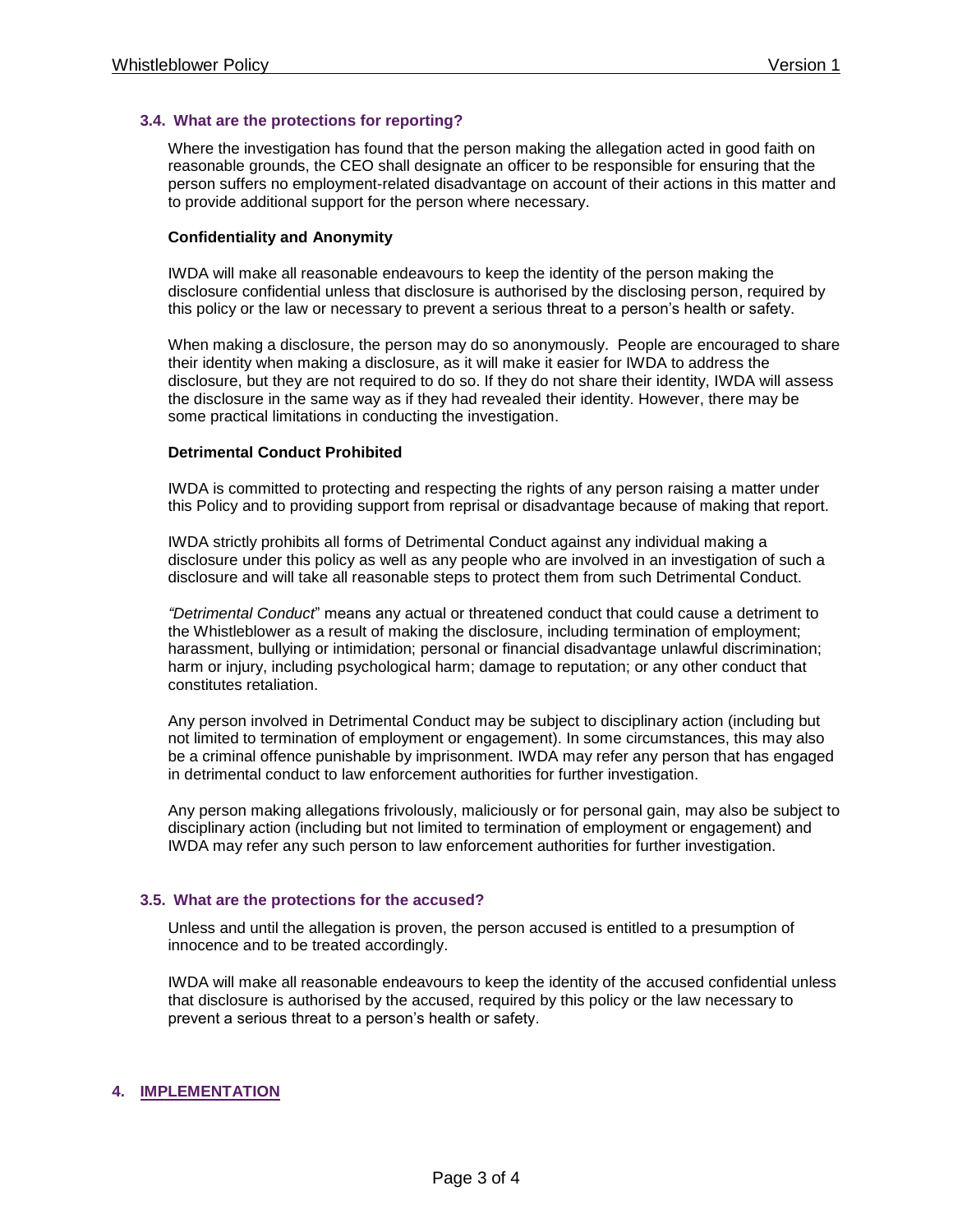### 3.4. What are the protections for reporting?

Where the investigation has found that the person making the allegation acted in good faith on reasonable grounds, the CEO shall designate an officer to be responsible for ensuring that the person suffers no employment-related disadvantage on account of their actions in this matter and to provide additional support for the person where necessary.

**Confidentiality and Anonymity**

IWDA will make all reasonable endeavours to keep the identity of the person making the disclosure confidential unless that disclosure is authorised by the disclosing person, required by this policy or the law or necessary to prevent a serious threat to a person's health or safety.

When making a disclosure, the person may do so anonymously. People are encouraged to share their identity when making a disclosure, as it will make it easier for IWDA to address the disclosure, but they are not required to do so. If they do not share their identity, IWDA will assess the disclosure in the same way as if they had revealed their identity. However, there may be some practical limitations in conducting the investigation.

**Detrimental Conduct Prohibited**

IWDA is committed to protecting and respecting the rights of any person raising a matter under this Policy and to providing support from reprisal or disadvantage because of making that report.

IWDA strictly prohibits all forms of Detrimental Conduct against any individual making a disclosure under this policy as well as any people who are involved in an investigation of such a disclosure and will take all reasonable steps to protect them from such Detrimental Conduct.

*"Detrimental Conduct*" means any actual or threatened conduct that could cause a detriment to the Whistleblower as a result of making the disclosure, including termination of employment; harassment, bullying or intimidation; personal or financial disadvantage unlawful discrimination; harm or injury, including psychological harm; damage to reputation; or any other conduct that constitutes retaliation.

Any person involved in Detrimental Conduct may be subject to disciplinary action (including but not limited to termination of employment or engagement). In some circumstances, this may also be a criminal offence punishable by imprisonment. IWDA may refer any person that has engaged in detrimental conduct to law enforcement authorities for further investigation.

Any person making allegations frivolously, maliciously or for personal gain, may also be subject to disciplinary action (including but not limited to termination of employment or engagement) and IWDA may refer any such person to law enforcement authorities for further investigation.

### 3.5. What are the protections for the accused?

Unless and until the allegation is proven, the person accused is entitled to a presumption of innocence and to be treated accordingly.

IWDA will make all reasonable endeavours to keep the identity of the accused confidential unless that disclosure is authorised by the accused, required by this policy or the law necessary to prevent a serious threat to a person's health or safety.

## 4. IMPLEMENTATION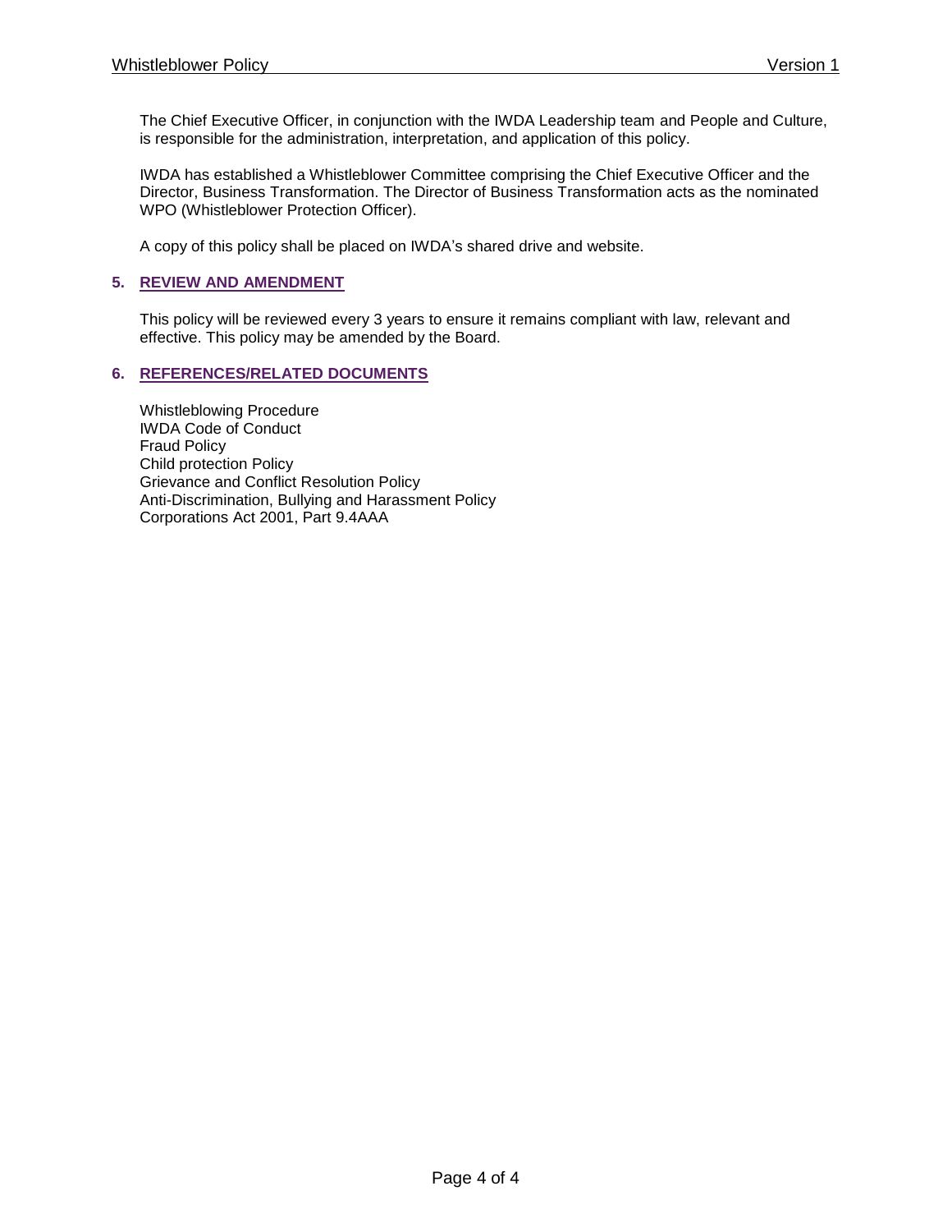The Chief Executive Officer, in conjunction with the IWDA Leadership team and People and Culture, is responsible for the administration, interpretation, and application of this policy.

IWDA has established a Whistleblower Committee comprising the Chief Executive Officer and the Director, Business Transformation. The Director of Business Transformation acts as the nominated WPO (Whistleblower Protection Officer).

A copy of this policy shall be placed on IWDA's shared drive and website.

## 5. REVIEW AND AMENDMENT

This policy will be reviewed every 3 years to ensure it remains compliant with law, relevant and effective. This policy may be amended by the Board.

## 6. REFERENCES/RELATED DOCUMENTS

Whistleblowing Procedure
IWDA Code of Conduct
Fraud Policy
Child protection Policy
Grievance and Conflict Resolution Policy
Anti-Discrimination, Bullying and Harassment Policy
Corporations Act 2001, Part 9.4AAA